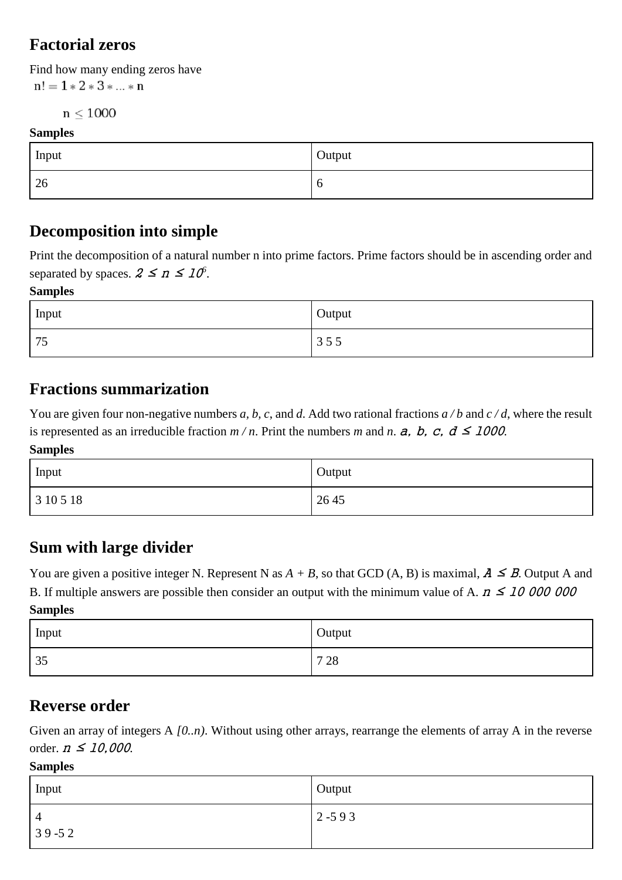## Factorial zeros

Find how many ending zeros have
$n! = 1 * 2 * 3 * \ldots * n$

$n \leq 1000$

**Samples**

| Input | Output |
| --- | --- |
| 26 | 6 |

## Decomposition into simple

Print the decomposition of a natural number n into prime factors. Prime factors should be in ascending order and separated by spaces. $2 \leq n \leq 10^6$.

**Samples**

| Input | Output |
| --- | --- |
| 75 | 3 5 5 |

## Fractions summarization

You are given four non-negative numbers *a*, *b*, *c*, and *d*. Add two rational fractions *a / b* and *c / d*, where the result is represented as an irreducible fraction *m / n*. Print the numbers *m* and *n*. $a, b, c, d \leq 1000$.

**Samples**

| Input | Output |
| --- | --- |
| 3 10 5 18 | 26 45 |

## Sum with large divider

You are given a positive integer N. Represent N as *A* + *B*, so that GCD (A, B) is maximal, $A \leq B$. Output A and B. If multiple answers are possible then consider an output with the minimum value of A. $n \leq 10\ 000\ 000$

**Samples**

| Input | Output |
| --- | --- |
| 35 | 7 28 |

## Reverse order

Given an array of integers A *[0..n)*. Without using other arrays, rearrange the elements of array A in the reverse order. $n \leq 10{,}000$.

**Samples**

| Input | Output |
| --- | --- |
| 4<br>3 9 -5 2 | 2 -5 9 3 |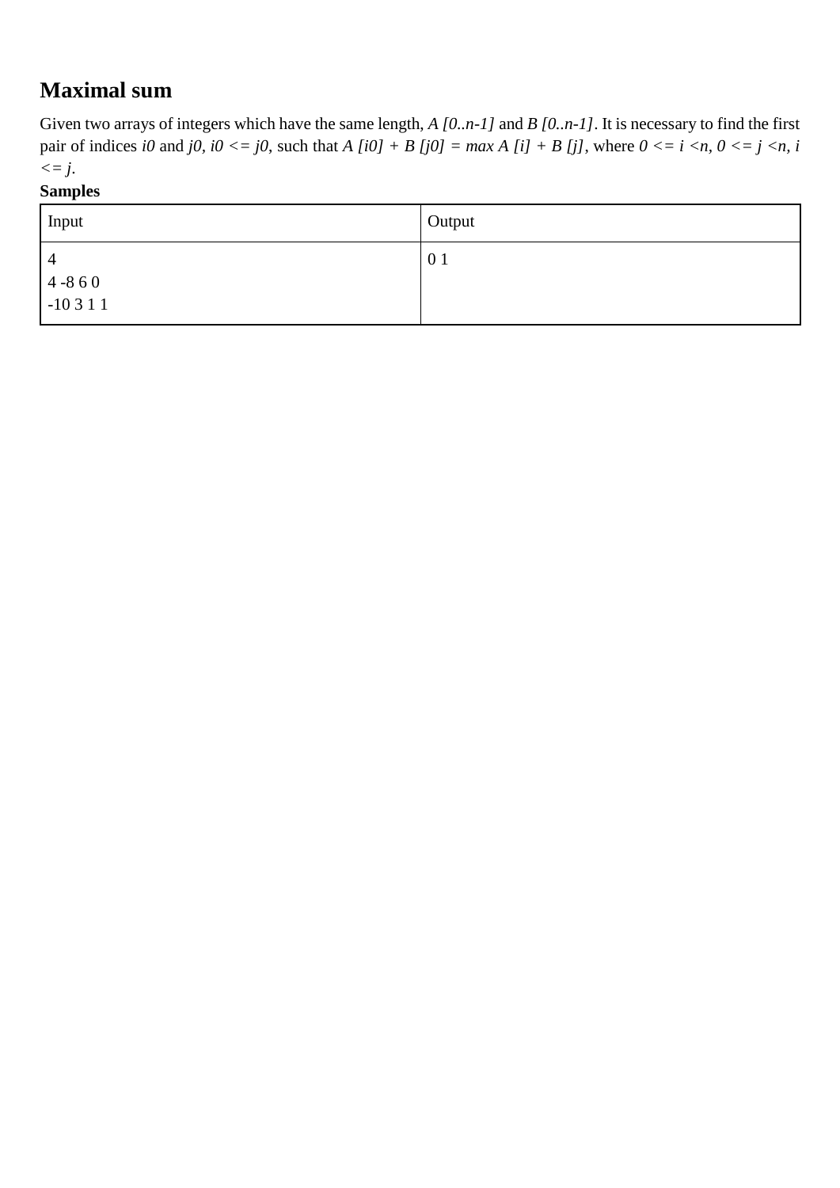# Maximal sum

Given two arrays of integers which have the same length, $A[0..n-1]$ and $B[0..n-1]$. It is necessary to find the first pair of indices $i0$ and $j0$, $i0 <= j0$, such that $A[i0] + B[j0] = max A[i] + B[j]$, where $0 <= i < n$, $0 <= j < n$, $i <= j$.

**Samples**

| Input | Output |
| --- | --- |
| 4<br>4 -8 6 0<br>-10 3 1 1 | 0 1 |